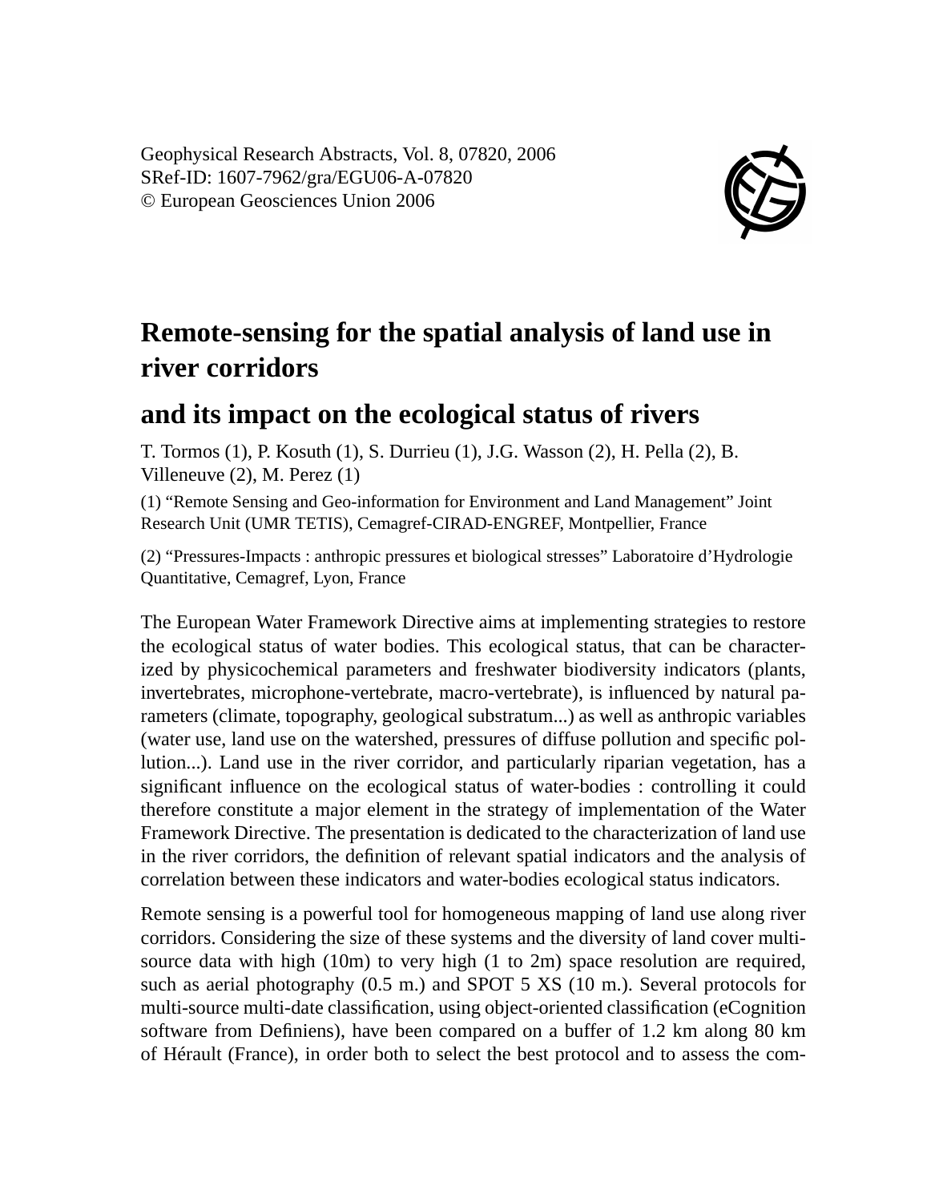Geophysical Research Abstracts, Vol. 8, 07820, 2006
SRef-ID: 1607-7962/gra/EGU06-A-07820
© European Geosciences Union 2006

# Remote-sensing for the spatial analysis of land use in river corridors

# and its impact on the ecological status of rivers

T. Tormos (1), P. Kosuth (1), S. Durrieu (1), J.G. Wasson (2), H. Pella (2), B. Villeneuve (2), M. Perez (1)

(1) "Remote Sensing and Geo-information for Environment and Land Management" Joint Research Unit (UMR TETIS), Cemagref-CIRAD-ENGREF, Montpellier, France

(2) "Pressures-Impacts : anthropic pressures et biological stresses" Laboratoire d'Hydrologie Quantitative, Cemagref, Lyon, France

The European Water Framework Directive aims at implementing strategies to restore the ecological status of water bodies. This ecological status, that can be characterized by physicochemical parameters and freshwater biodiversity indicators (plants, invertebrates, microphone-vertebrate, macro-vertebrate), is influenced by natural parameters (climate, topography, geological substratum...) as well as anthropic variables (water use, land use on the watershed, pressures of diffuse pollution and specific pollution...). Land use in the river corridor, and particularly riparian vegetation, has a significant influence on the ecological status of water-bodies : controlling it could therefore constitute a major element in the strategy of implementation of the Water Framework Directive. The presentation is dedicated to the characterization of land use in the river corridors, the definition of relevant spatial indicators and the analysis of correlation between these indicators and water-bodies ecological status indicators.

Remote sensing is a powerful tool for homogeneous mapping of land use along river corridors. Considering the size of these systems and the diversity of land cover multi-source data with high (10m) to very high (1 to 2m) space resolution are required, such as aerial photography (0.5 m.) and SPOT 5 XS (10 m.). Several protocols for multi-source multi-date classification, using object-oriented classification (eCognition software from Definiens), have been compared on a buffer of 1.2 km along 80 km of Hérault (France), in order both to select the best protocol and to assess the com-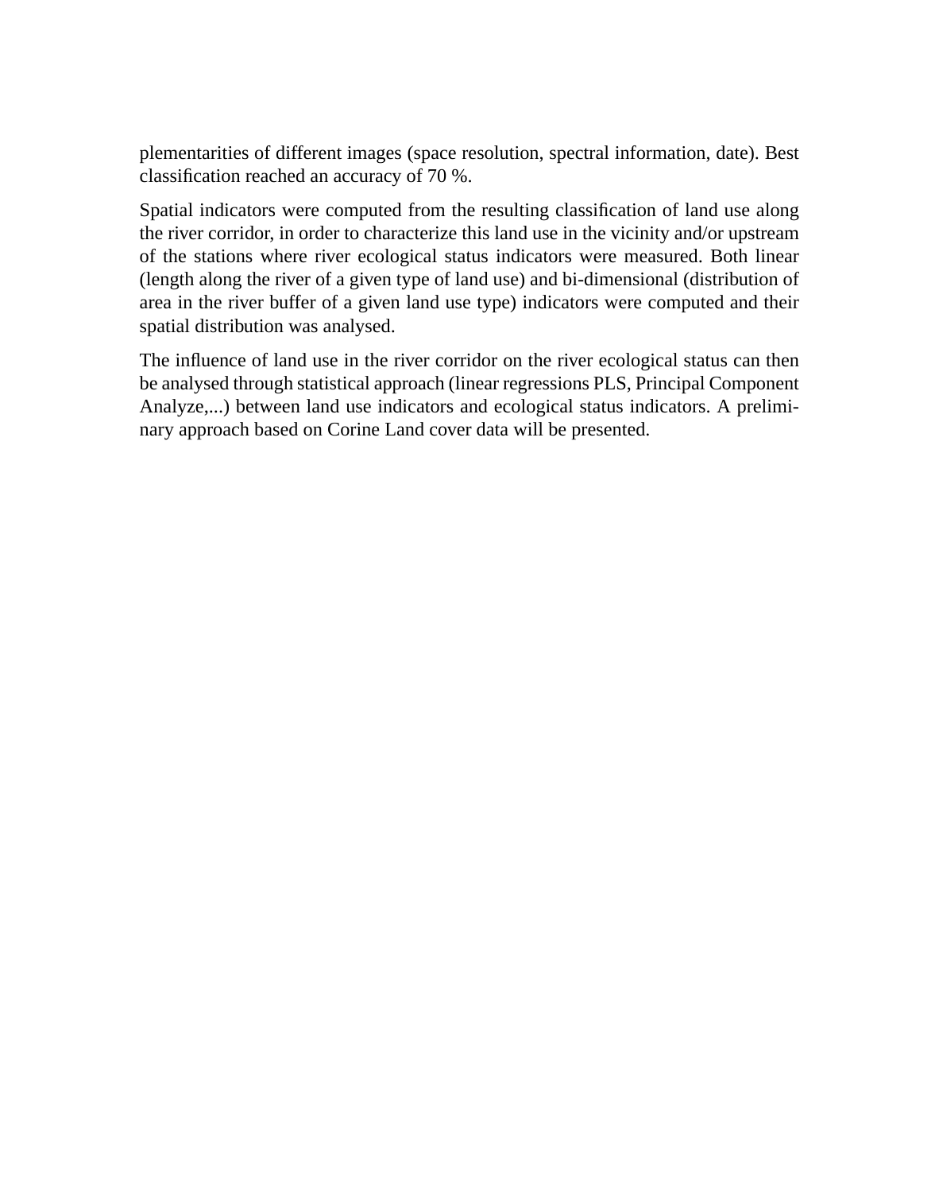plementarities of different images (space resolution, spectral information, date). Best classification reached an accuracy of 70 %.

Spatial indicators were computed from the resulting classification of land use along the river corridor, in order to characterize this land use in the vicinity and/or upstream of the stations where river ecological status indicators were measured. Both linear (length along the river of a given type of land use) and bi-dimensional (distribution of area in the river buffer of a given land use type) indicators were computed and their spatial distribution was analysed.

The influence of land use in the river corridor on the river ecological status can then be analysed through statistical approach (linear regressions PLS, Principal Component Analyze,...) between land use indicators and ecological status indicators. A preliminary approach based on Corine Land cover data will be presented.